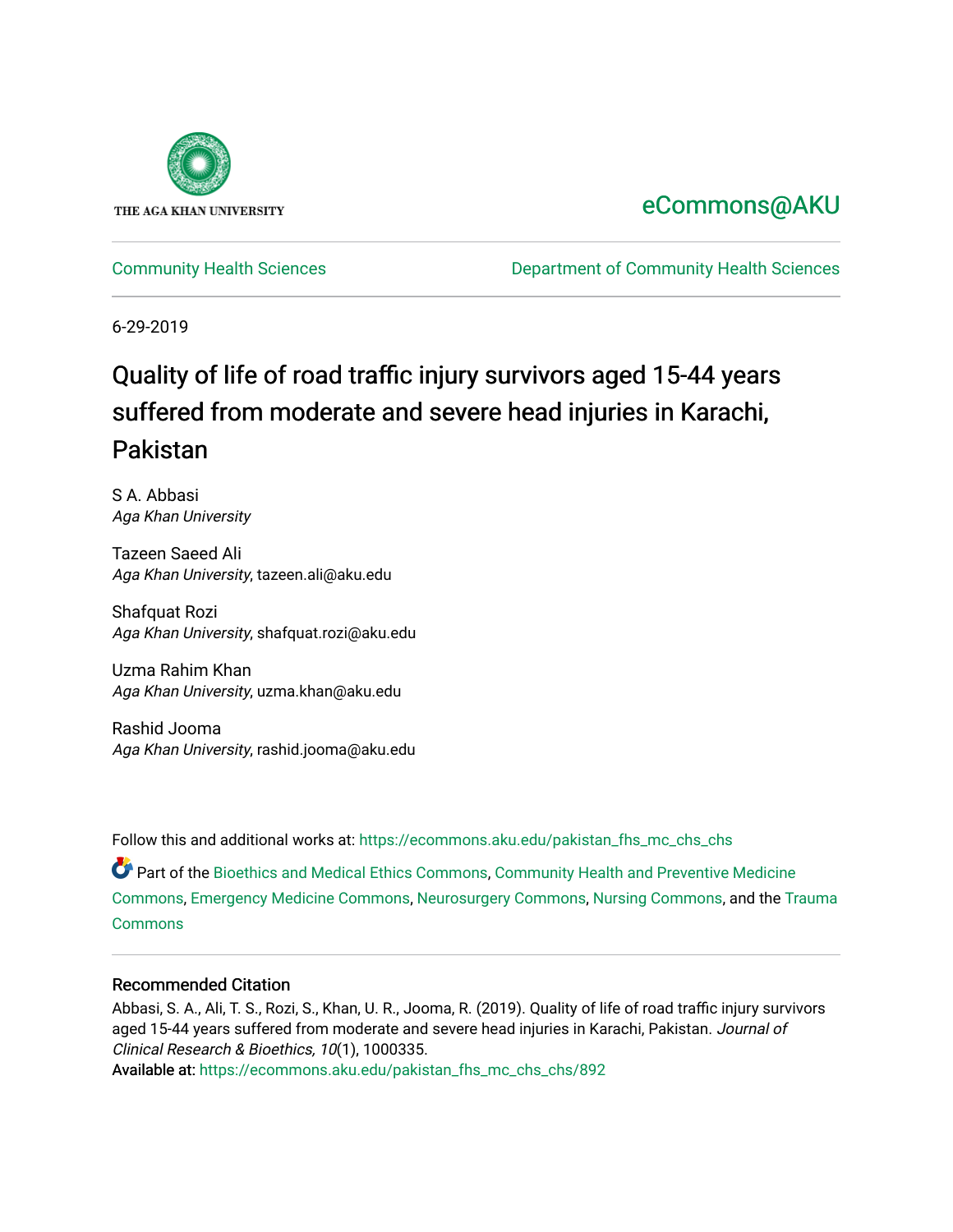THE AGA KHAN UNIVERSITY

eCommons@AKU

Community Health Sciences | Department of Community Health Sciences

6-29-2019

# Quality of life of road traffic injury survivors aged 15-44 years suffered from moderate and severe head injuries in Karachi, Pakistan

S A. Abbasi
*Aga Khan University*

Tazeen Saeed Ali
*Aga Khan University*, tazeen.ali@aku.edu

Shafquat Rozi
*Aga Khan University*, shafquat.rozi@aku.edu

Uzma Rahim Khan
*Aga Khan University*, uzma.khan@aku.edu

Rashid Jooma
*Aga Khan University*, rashid.jooma@aku.edu

Follow this and additional works at: https://ecommons.aku.edu/pakistan_fhs_mc_chs_chs

Part of the Bioethics and Medical Ethics Commons, Community Health and Preventive Medicine Commons, Emergency Medicine Commons, Neurosurgery Commons, Nursing Commons, and the Trauma Commons

## Recommended Citation

Abbasi, S. A., Ali, T. S., Rozi, S., Khan, U. R., Jooma, R. (2019). Quality of life of road traffic injury survivors aged 15-44 years suffered from moderate and severe head injuries in Karachi, Pakistan. *Journal of Clinical Research & Bioethics, 10*(1), 1000335.
Available at: https://ecommons.aku.edu/pakistan_fhs_mc_chs_chs/892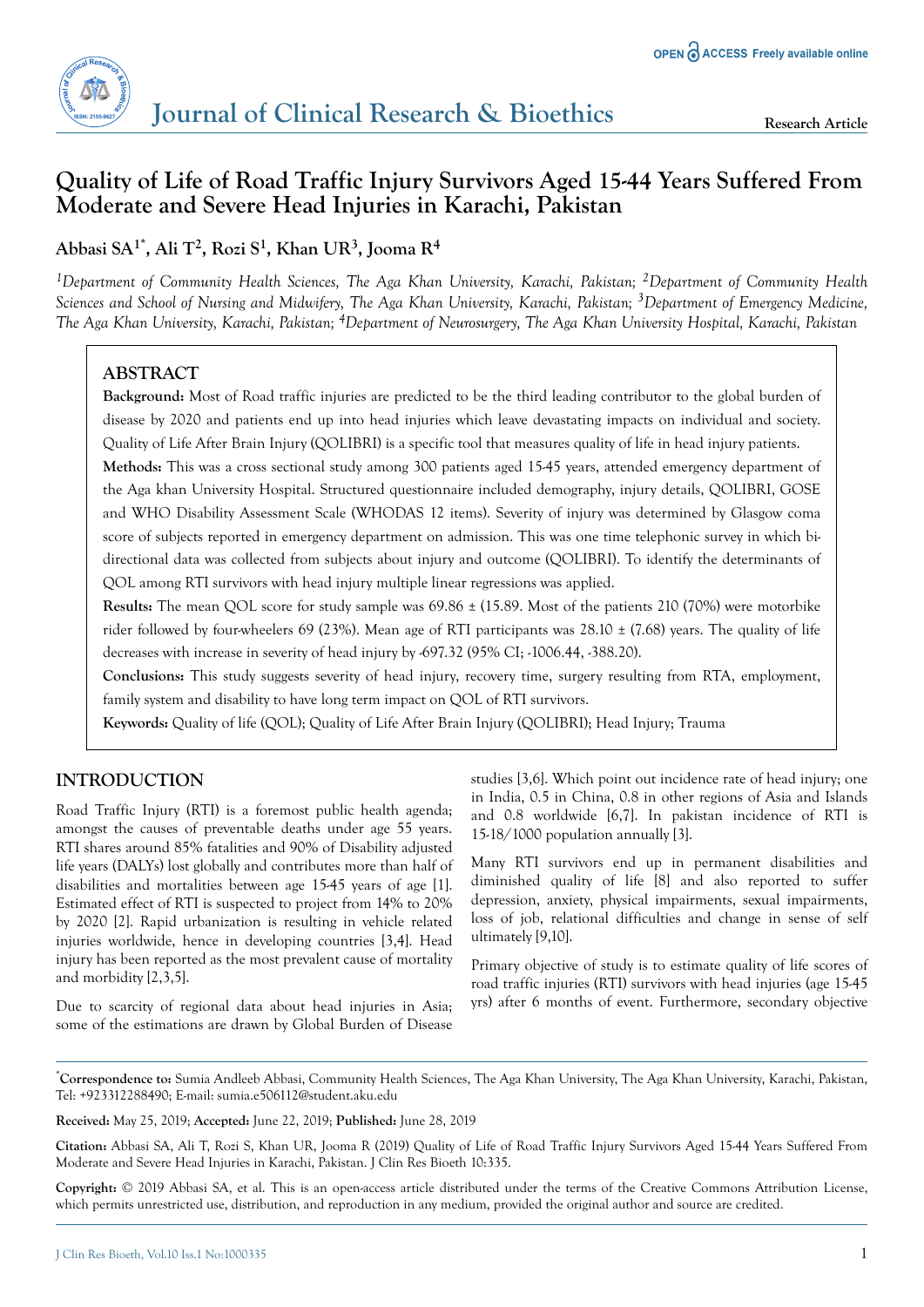# Quality of Life of Road Traffic Injury Survivors Aged 15-44 Years Suffered From Moderate and Severe Head Injuries in Karachi, Pakistan

**Abbasi SA[1*], Ali T[2], Rozi S[1], Khan UR[3], Jooma R[4]**

*[1]Department of Community Health Sciences, The Aga Khan University, Karachi, Pakistan; [2]Department of Community Health Sciences and School of Nursing and Midwifery, The Aga Khan University, Karachi, Pakistan; [3]Department of Emergency Medicine, The Aga Khan University, Karachi, Pakistan; [4]Department of Neurosurgery, The Aga Khan University Hospital, Karachi, Pakistan*

## ABSTRACT

**Background:** Most of Road traffic injuries are predicted to be the third leading contributor to the global burden of disease by 2020 and patients end up into head injuries which leave devastating impacts on individual and society. Quality of Life After Brain Injury (QOLIBRI) is a specific tool that measures quality of life in head injury patients.

**Methods:** This was a cross sectional study among 300 patients aged 15-45 years, attended emergency department of the Aga khan University Hospital. Structured questionnaire included demography, injury details, QOLIBRI, GOSE and WHO Disability Assessment Scale (WHODAS 12 items). Severity of injury was determined by Glasgow coma score of subjects reported in emergency department on admission. This was one time telephonic survey in which bi-directional data was collected from subjects about injury and outcome (QOLIBRI). To identify the determinants of QOL among RTI survivors with head injury multiple linear regressions was applied.

**Results:** The mean QOL score for study sample was 69.86 ± (15.89. Most of the patients 210 (70%) were motorbike rider followed by four-wheelers 69 (23%). Mean age of RTI participants was 28.10 ± (7.68) years. The quality of life decreases with increase in severity of head injury by -697.32 (95% CI; -1006.44, -388.20).

**Conclusions:** This study suggests severity of head injury, recovery time, surgery resulting from RTA, employment, family system and disability to have long term impact on QOL of RTI survivors.

**Keywords:** Quality of life (QOL); Quality of Life After Brain Injury (QOLIBRI); Head Injury; Trauma

## INTRODUCTION

Road Traffic Injury (RTI) is a foremost public health agenda; amongst the causes of preventable deaths under age 55 years. RTI shares around 85% fatalities and 90% of Disability adjusted life years (DALYs) lost globally and contributes more than half of disabilities and mortalities between age 15-45 years of age [1]. Estimated effect of RTI is suspected to project from 14% to 20% by 2020 [2]. Rapid urbanization is resulting in vehicle related injuries worldwide, hence in developing countries [3,4]. Head injury has been reported as the most prevalent cause of mortality and morbidity [2,3,5].

Due to scarcity of regional data about head injuries in Asia; some of the estimations are drawn by Global Burden of Disease studies [3,6]. Which point out incidence rate of head injury; one in India, 0.5 in China, 0.8 in other regions of Asia and Islands and 0.8 worldwide [6,7]. In pakistan incidence of RTI is 15-18/1000 population annually [3].

Many RTI survivors end up in permanent disabilities and diminished quality of life [8] and also reported to suffer depression, anxiety, physical impairments, sexual impairments, loss of job, relational difficulties and change in sense of self ultimately [9,10].

Primary objective of study is to estimate quality of life scores of road traffic injuries (RTI) survivors with head injuries (age 15-45 yrs) after 6 months of event. Furthermore, secondary objective

---

*Correspondence to: Sumia Andleeb Abbasi, Community Health Sciences, The Aga Khan University, The Aga Khan University, Karachi, Pakistan, Tel: +923312288490; E-mail: sumia.e506112@student.aku.edu

**Received:** May 25, 2019; **Accepted:** June 22, 2019; **Published:** June 28, 2019

**Citation:** Abbasi SA, Ali T, Rozi S, Khan UR, Jooma R (2019) Quality of Life of Road Traffic Injury Survivors Aged 15-44 Years Suffered From Moderate and Severe Head Injuries in Karachi, Pakistan. J Clin Res Bioeth 10:335.

**Copyright:** © 2019 Abbasi SA, et al. This is an open-access article distributed under the terms of the Creative Commons Attribution License, which permits unrestricted use, distribution, and reproduction in any medium, provided the original author and source are credited.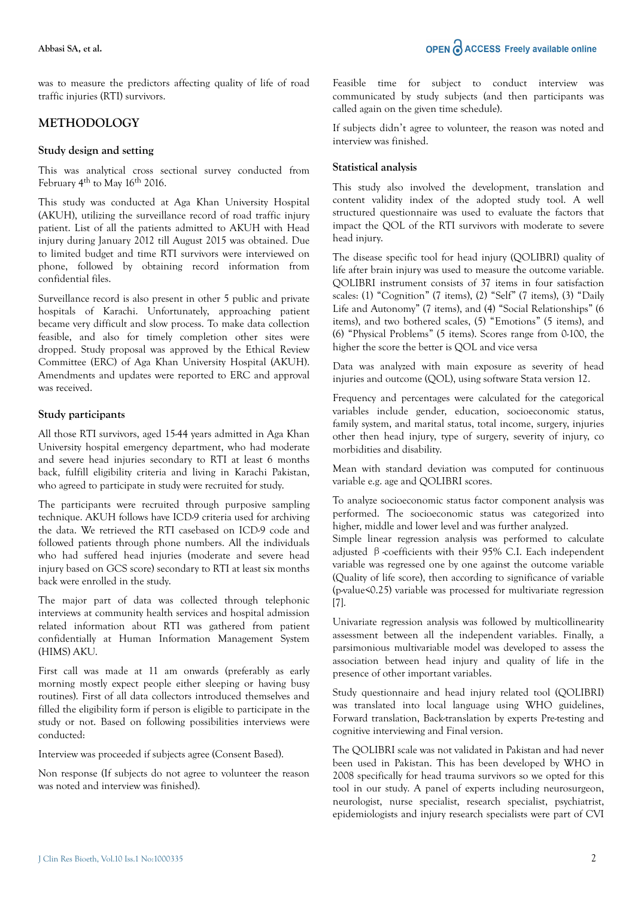was to measure the predictors affecting quality of life of road traffic injuries (RTI) survivors.

## METHODOLOGY

### Study design and setting

This was analytical cross sectional survey conducted from February 4th to May 16th 2016.

This study was conducted at Aga Khan University Hospital (AKUH), utilizing the surveillance record of road traffic injury patient. List of all the patients admitted to AKUH with Head injury during January 2012 till August 2015 was obtained. Due to limited budget and time RTI survivors were interviewed on phone, followed by obtaining record information from confidential files.

Surveillance record is also present in other 5 public and private hospitals of Karachi. Unfortunately, approaching patient became very difficult and slow process. To make data collection feasible, and also for timely completion other sites were dropped. Study proposal was approved by the Ethical Review Committee (ERC) of Aga Khan University Hospital (AKUH). Amendments and updates were reported to ERC and approval was received.

### Study participants

All those RTI survivors, aged 15-44 years admitted in Aga Khan University hospital emergency department, who had moderate and severe head injuries secondary to RTI at least 6 months back, fulfill eligibility criteria and living in Karachi Pakistan, who agreed to participate in study were recruited for study.

The participants were recruited through purposive sampling technique. AKUH follows have ICD-9 criteria used for archiving the data. We retrieved the RTI casebased on ICD-9 code and followed patients through phone numbers. All the individuals who had suffered head injuries (moderate and severe head injury based on GCS score) secondary to RTI at least six months back were enrolled in the study.

The major part of data was collected through telephonic interviews at community health services and hospital admission related information about RTI was gathered from patient confidentially at Human Information Management System (HIMS) AKU.

First call was made at 11 am onwards (preferably as early morning mostly expect people either sleeping or having busy routines). First of all data collectors introduced themselves and filled the eligibility form if person is eligible to participate in the study or not. Based on following possibilities interviews were conducted:

Interview was proceeded if subjects agree (Consent Based).

Non response (If subjects do not agree to volunteer the reason was noted and interview was finished).

Feasible time for subject to conduct interview was communicated by study subjects (and then participants was called again on the given time schedule).

If subjects didn't agree to volunteer, the reason was noted and interview was finished.

### Statistical analysis

This study also involved the development, translation and content validity index of the adopted study tool. A well structured questionnaire was used to evaluate the factors that impact the QOL of the RTI survivors with moderate to severe head injury.

The disease specific tool for head injury (QOLIBRI) quality of life after brain injury was used to measure the outcome variable. QOLIBRI instrument consists of 37 items in four satisfaction scales: (1) "Cognition" (7 items), (2) "Self" (7 items), (3) "Daily Life and Autonomy" (7 items), and (4) "Social Relationships" (6 items), and two bothered scales, (5) "Emotions" (5 items), and (6) "Physical Problems" (5 items). Scores range from 0-100, the higher the score the better is QOL and vice versa

Data was analyzed with main exposure as severity of head injuries and outcome (QOL), using software Stata version 12.

Frequency and percentages were calculated for the categorical variables include gender, education, socioeconomic status, family system, and marital status, total income, surgery, injuries other then head injury, type of surgery, severity of injury, co morbidities and disability.

Mean with standard deviation was computed for continuous variable e.g. age and QOLIBRI scores.

To analyze socioeconomic status factor component analysis was performed. The socioeconomic status was categorized into higher, middle and lower level and was further analyzed.

Simple linear regression analysis was performed to calculate adjusted $\beta$-coefficients with their 95% C.I. Each independent variable was regressed one by one against the outcome variable (Quality of life score), then according to significance of variable (p-value<0.25) variable was processed for multivariate regression [7].

Univariate regression analysis was followed by multicollinearity assessment between all the independent variables. Finally, a parsimonious multivariable model was developed to assess the association between head injury and quality of life in the presence of other important variables.

Study questionnaire and head injury related tool (QOLIBRI) was translated into local language using WHO guidelines, Forward translation, Back-translation by experts Pre-testing and cognitive interviewing and Final version.

The QOLIBRI scale was not validated in Pakistan and had never been used in Pakistan. This has been developed by WHO in 2008 specifically for head trauma survivors so we opted for this tool in our study. A panel of experts including neurosurgeon, neurologist, nurse specialist, research specialist, psychiatrist, epidemiologists and injury research specialists were part of CVI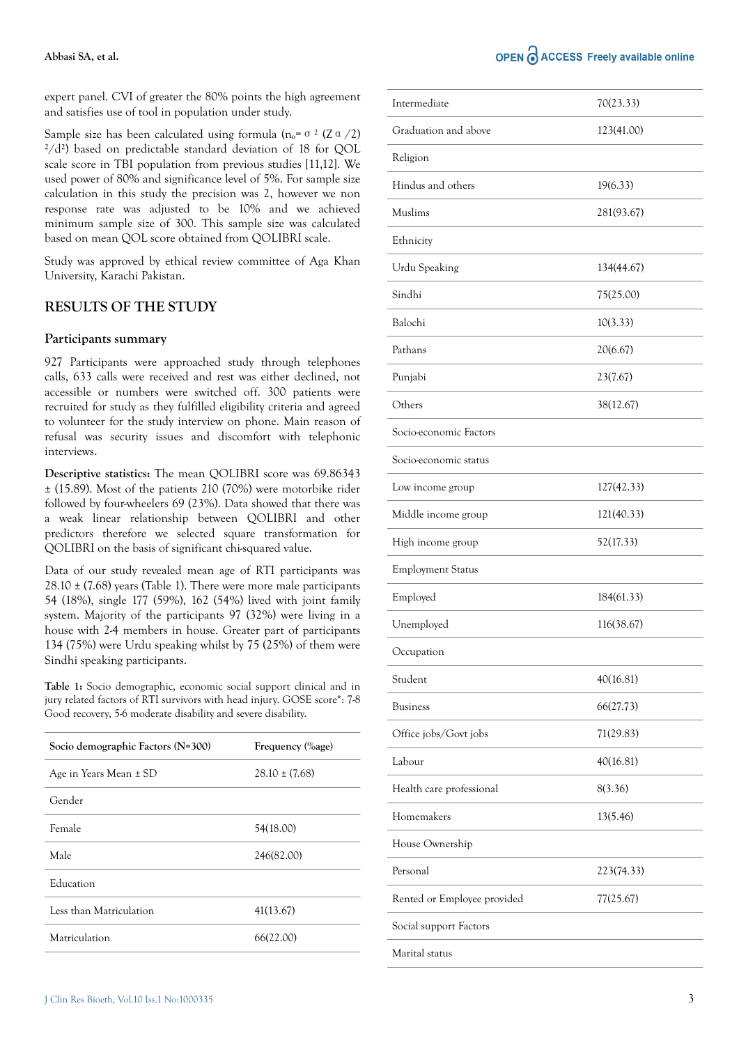expert panel. CVI of greater the 80% points the high agreement and satisfies use of tool in population under study.

Sample size has been calculated using formula ($n_o = \sigma^2 (Z\alpha/2)^2/d^2$) based on predictable standard deviation of 18 for QOL scale score in TBI population from previous studies [11,12]. We used power of 80% and significance level of 5%. For sample size calculation in this study the precision was 2, however we non response rate was adjusted to be 10% and we achieved minimum sample size of 300. This sample size was calculated based on mean QOL score obtained from QOLIBRI scale.

Study was approved by ethical review committee of Aga Khan University, Karachi Pakistan.

## RESULTS OF THE STUDY

### Participants summary

927 Participants were approached study through telephones calls, 633 calls were received and rest was either declined, not accessible or numbers were switched off. 300 patients were recruited for study as they fulfilled eligibility criteria and agreed to volunteer for the study interview on phone. Main reason of refusal was security issues and discomfort with telephonic interviews.

**Descriptive statistics:** The mean QOLIBRI score was 69.86343 ± (15.89). Most of the patients 210 (70%) were motorbike rider followed by four-wheelers 69 (23%). Data showed that there was a weak linear relationship between QOLIBRI and other predictors therefore we selected square transformation for QOLIBRI on the basis of significant chi-squared value.

Data of our study revealed mean age of RTI participants was 28.10 ± (7.68) years (Table 1). There were more male participants 54 (18%), single 177 (59%), 162 (54%) lived with joint family system. Majority of the participants 97 (32%) were living in a house with 2-4 members in house. Greater part of participants 134 (75%) were Urdu speaking whilst by 75 (25%) of them were Sindhi speaking participants.

**Table 1:** Socio demographic, economic social support clinical and in jury related factors of RTI survivors with head injury. GOSE score*: 7-8 Good recovery, 5-6 moderate disability and severe disability.

| Socio demographic Factors (N=300) | Frequency (%age) |
|---|---|
| Age in Years Mean ± SD | 28.10 ± (7.68) |
| Gender | |
| Female | 54(18.00) |
| Male | 246(82.00) |
| Education | |
| Less than Matriculation | 41(13.67) |
| Matriculation | 66(22.00) |
| Intermediate | 70(23.33) |
| Graduation and above | 123(41.00) |
| Religion | |
| Hindus and others | 19(6.33) |
| Muslims | 281(93.67) |
| Ethnicity | |
| Urdu Speaking | 134(44.67) |
| Sindhi | 75(25.00) |
| Balochi | 10(3.33) |
| Pathans | 20(6.67) |
| Punjabi | 23(7.67) |
| Others | 38(12.67) |
| Socio-economic Factors | |
| Socio-economic status | |
| Low income group | 127(42.33) |
| Middle income group | 121(40.33) |
| High income group | 52(17.33) |
| Employment Status | |
| Employed | 184(61.33) |
| Unemployed | 116(38.67) |
| Occupation | |
| Student | 40(16.81) |
| Business | 66(27.73) |
| Office jobs/Govt jobs | 71(29.83) |
| Labour | 40(16.81) |
| Health care professional | 8(3.36) |
| Homemakers | 13(5.46) |
| House Ownership | |
| Personal | 223(74.33) |
| Rented or Employee provided | 77(25.67) |
| Social support Factors | |
| Marital status | |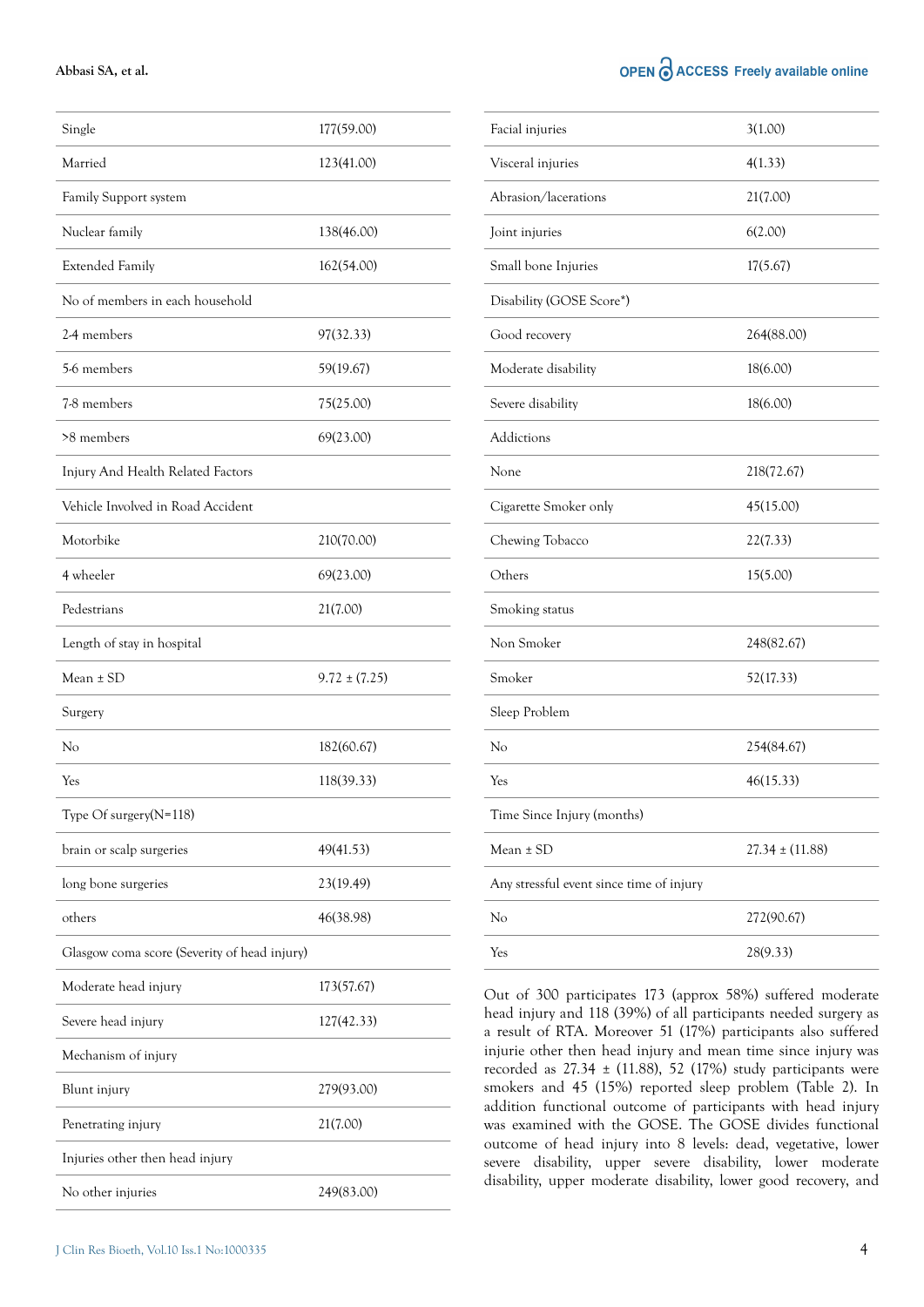| | |
|---|---|
| Single | 177(59.00) |
| Married | 123(41.00) |
| Family Support system | |
| Nuclear family | 138(46.00) |
| Extended Family | 162(54.00) |
| No of members in each household | |
| 2-4 members | 97(32.33) |
| 5-6 members | 59(19.67) |
| 7-8 members | 75(25.00) |
| >8 members | 69(23.00) |
| Injury And Health Related Factors | |
| Vehicle Involved in Road Accident | |
| Motorbike | 210(70.00) |
| 4 wheeler | 69(23.00) |
| Pedestrians | 21(7.00) |
| Length of stay in hospital | |
| Mean ± SD | 9.72 ± (7.25) |
| Surgery | |
| No | 182(60.67) |
| Yes | 118(39.33) |
| Type Of surgery(N=118) | |
| brain or scalp surgeries | 49(41.53) |
| long bone surgeries | 23(19.49) |
| others | 46(38.98) |
| Glasgow coma score (Severity of head injury) | |
| Moderate head injury | 173(57.67) |
| Severe head injury | 127(42.33) |
| Mechanism of injury | |
| Blunt injury | 279(93.00) |
| Penetrating injury | 21(7.00) |
| Injuries other then head injury | |
| No other injuries | 249(83.00) |
| Facial injuries | 3(1.00) |
| Visceral injuries | 4(1.33) |
| Abrasion/lacerations | 21(7.00) |
| Joint injuries | 6(2.00) |
| Small bone Injuries | 17(5.67) |
| Disability (GOSE Score*) | |
| Good recovery | 264(88.00) |
| Moderate disability | 18(6.00) |
| Severe disability | 18(6.00) |
| Addictions | |
| None | 218(72.67) |
| Cigarette Smoker only | 45(15.00) |
| Chewing Tobacco | 22(7.33) |
| Others | 15(5.00) |
| Smoking status | |
| Non Smoker | 248(82.67) |
| Smoker | 52(17.33) |
| Sleep Problem | |
| No | 254(84.67) |
| Yes | 46(15.33) |
| Time Since Injury (months) | |
| Mean ± SD | 27.34 ± (11.88) |
| Any stressful event since time of injury | |
| No | 272(90.67) |
| Yes | 28(9.33) |

Out of 300 participates 173 (approx 58%) suffered moderate head injury and 118 (39%) of all participants needed surgery as a result of RTA. Moreover 51 (17%) participants also suffered injurie other then head injury and mean time since injury was recorded as 27.34 ± (11.88), 52 (17%) study participants were smokers and 45 (15%) reported sleep problem (Table 2). In addition functional outcome of participants with head injury was examined with the GOSE. The GOSE divides functional outcome of head injury into 8 levels: dead, vegetative, lower severe disability, upper severe disability, lower moderate disability, upper moderate disability, lower good recovery, and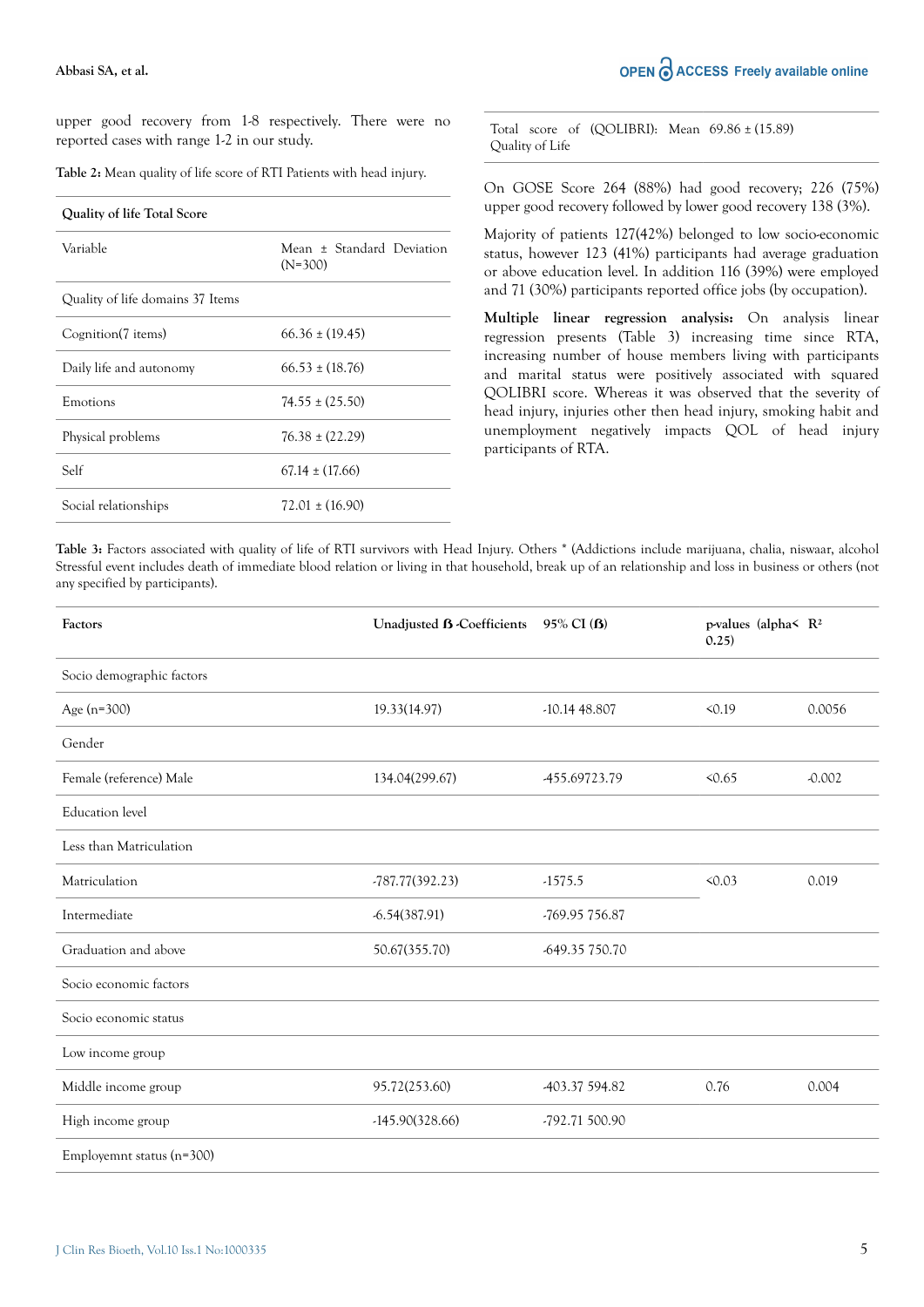upper good recovery from 1-8 respectively. There were no reported cases with range 1-2 in our study.

Table 2: Mean quality of life score of RTI Patients with head injury.

| Quality of life Total Score | |
|---|---|
| Variable | Mean ± Standard Deviation (N=300) |
| Quality of life domains 37 Items | |
| Cognition(7 items) | 66.36 ± (19.45) |
| Daily life and autonomy | 66.53 ± (18.76) |
| Emotions | 74.55 ± (25.50) |
| Physical problems | 76.38 ± (22.29) |
| Self | 67.14 ± (17.66) |
| Social relationships | 72.01 ± (16.90) |
| Total score of (QOLIBRI): Quality of Life | Mean 69.86 ± (15.89) |

On GOSE Score 264 (88%) had good recovery; 226 (75%) upper good recovery followed by lower good recovery 138 (3%).

Majority of patients 127(42%) belonged to low socio-economic status, however 123 (41%) participants had average graduation or above education level. In addition 116 (39%) were employed and 71 (30%) participants reported office jobs (by occupation).

**Multiple linear regression analysis:** On analysis linear regression presents (Table 3) increasing time since RTA, increasing number of house members living with participants and marital status were positively associated with squared QOLIBRI score. Whereas it was observed that the severity of head injury, injuries other then head injury, smoking habit and unemployment negatively impacts QOL of head injury participants of RTA.

Table 3: Factors associated with quality of life of RTI survivors with Head Injury. Others * (Addictions include marijuana, chalia, niswaar, alcohol Stressful event includes death of immediate blood relation or living in that household, break up of an relationship and loss in business or others (not any specified by participants).

| Factors | Unadjusted ß -Coefficients | 95% CI (ß) | p-values (alpha< 0.25) | $R^2$ |
|---|---|---|---|---|
| Socio demographic factors | | | | |
| Age (n=300) | 19.33(14.97) | -10.14 48.807 | <0.19 | 0.0056 |
| Gender | | | | |
| Female (reference) Male | 134.04(299.67) | -455.69723.79 | <0.65 | -0.002 |
| Education level | | | | |
| Less than Matriculation | | | | |
| Matriculation | -787.77(392.23) | -1575.5 | <0.03 | 0.019 |
| Intermediate | -6.54(387.91) | -769.95 756.87 | | |
| Graduation and above | 50.67(355.70) | -649.35 750.70 | | |
| Socio economic factors | | | | |
| Socio economic status | | | | |
| Low income group | | | | |
| Middle income group | 95.72(253.60) | -403.37 594.82 | 0.76 | 0.004 |
| High income group | -145.90(328.66) | -792.71 500.90 | | |
| Employemnt status (n=300) | | | | |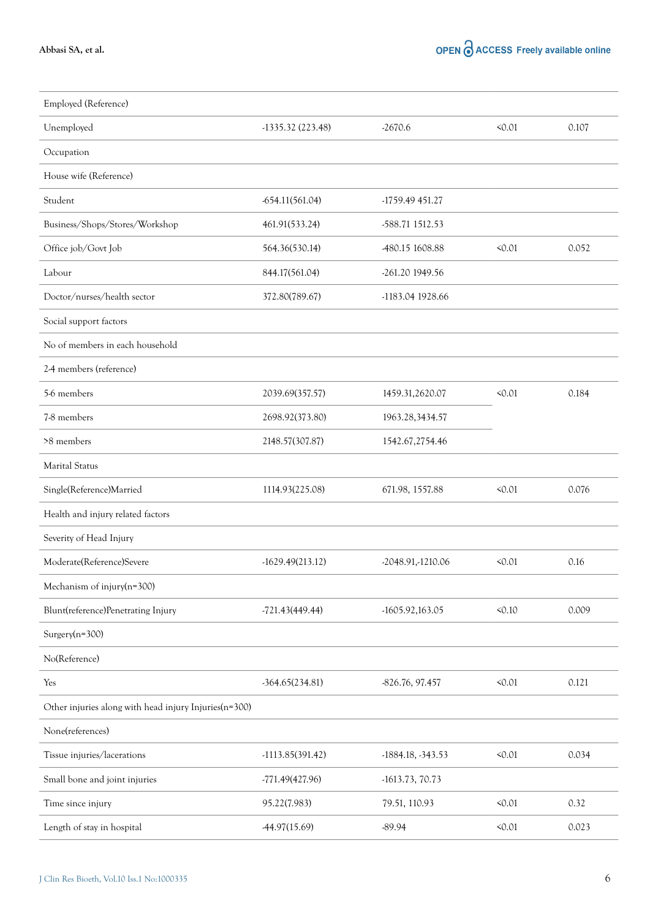| | | | | |
|---|---|---|---|---|
| Employed (Reference) | | | | |
| Unemployed | -1335.32 (223.48) | -2670.6 | <0.01 | 0.107 |
| Occupation | | | | |
| House wife (Reference) | | | | |
| Student | -654.11(561.04) | -1759.49 451.27 | | |
| Business/Shops/Stores/Workshop | 461.91(533.24) | -588.71 1512.53 | | |
| Office job/Govt Job | 564.36(530.14) | -480.15 1608.88 | <0.01 | 0.052 |
| Labour | 844.17(561.04) | -261.20 1949.56 | | |
| Doctor/nurses/health sector | 372.80(789.67) | -1183.04 1928.66 | | |
| Social support factors | | | | |
| No of members in each household | | | | |
| 2-4 members (reference) | | | | |
| 5-6 members | 2039.69(357.57) | 1459.31,2620.07 | <0.01 | 0.184 |
| 7-8 members | 2698.92(373.80) | 1963.28,3434.57 | | |
| >8 members | 2148.57(307.87) | 1542.67,2754.46 | | |
| Marital Status | | | | |
| Single(Reference)Married | 1114.93(225.08) | 671.98, 1557.88 | <0.01 | 0.076 |
| Health and injury related factors | | | | |
| Severity of Head Injury | | | | |
| Moderate(Reference)Severe | -1629.49(213.12) | -2048.91,-1210.06 | <0.01 | 0.16 |
| Mechanism of injury(n=300) | | | | |
| Blunt(reference)Penetrating Injury | -721.43(449.44) | -1605.92,163.05 | <0.10 | 0.009 |
| Surgery(n=300) | | | | |
| No(Reference) | | | | |
| Yes | -364.65(234.81) | -826.76, 97.457 | <0.01 | 0.121 |
| Other injuries along with head injury Injuries(n=300) | | | | |
| None(references) | | | | |
| Tissue injuries/lacerations | -1113.85(391.42) | -1884.18, -343.53 | <0.01 | 0.034 |
| Small bone and joint injuries | -771.49(427.96) | -1613.73, 70.73 | | |
| Time since injury | 95.22(7.983) | 79.51, 110.93 | <0.01 | 0.32 |
| Length of stay in hospital | -44.97(15.69) | -89.94 | <0.01 | 0.023 |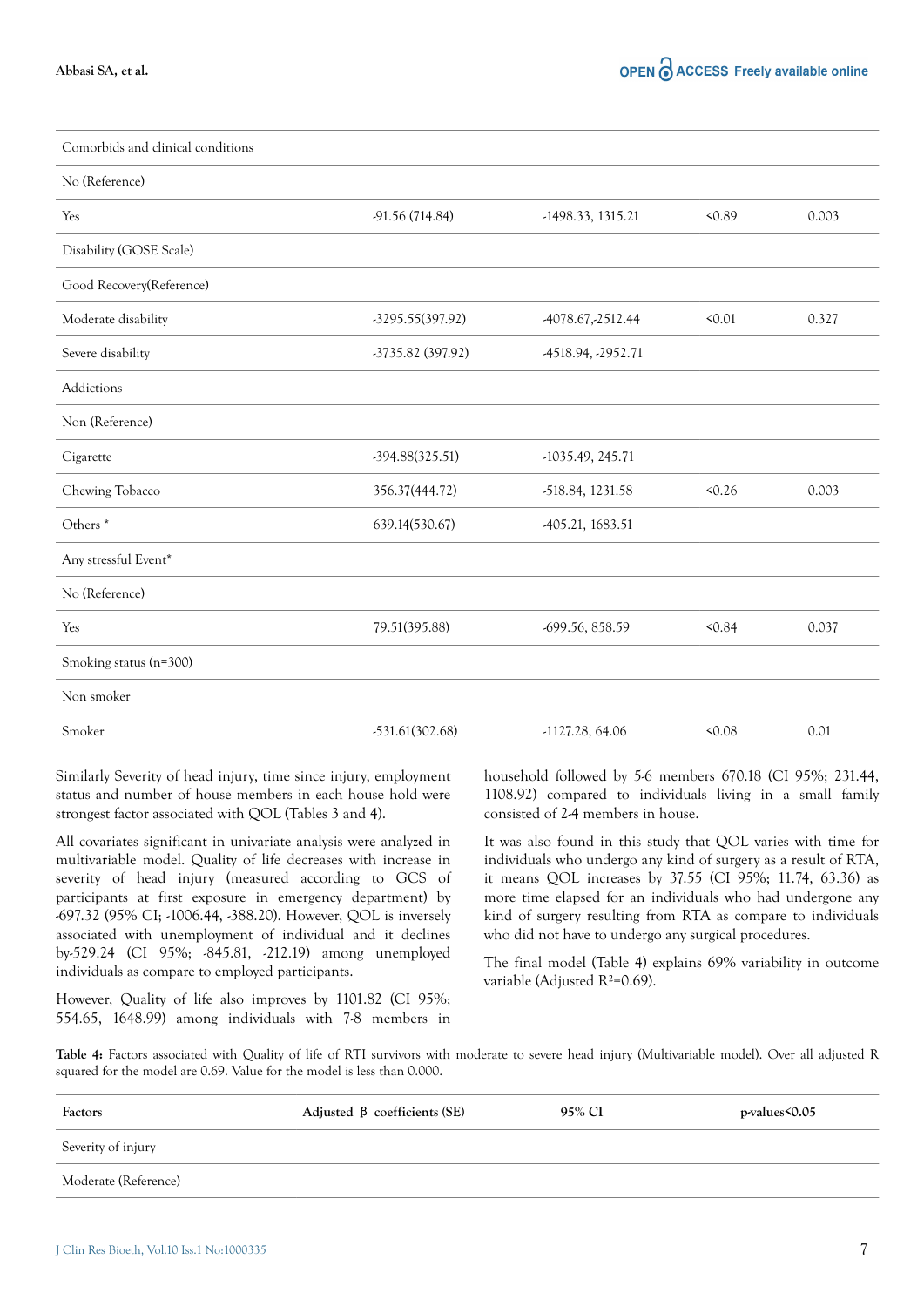| | | | | |
|---|---|---|---|---|
| Comorbids and clinical conditions | | | | |
| No (Reference) | | | | |
| Yes | -91.56 (714.84) | -1498.33, 1315.21 | <0.89 | 0.003 |
| Disability (GOSE Scale) | | | | |
| Good Recovery(Reference) | | | | |
| Moderate disability | -3295.55(397.92) | -4078.67,-2512.44 | <0.01 | 0.327 |
| Severe disability | -3735.82 (397.92) | -4518.94, -2952.71 | | |
| Addictions | | | | |
| Non (Reference) | | | | |
| Cigarette | -394.88(325.51) | -1035.49, 245.71 | | |
| Chewing Tobacco | 356.37(444.72) | -518.84, 1231.58 | <0.26 | 0.003 |
| Others * | 639.14(530.67) | -405.21, 1683.51 | | |
| Any stressful Event* | | | | |
| No (Reference) | | | | |
| Yes | 79.51(395.88) | -699.56, 858.59 | <0.84 | 0.037 |
| Smoking status (n=300) | | | | |
| Non smoker | | | | |
| Smoker | -531.61(302.68) | -1127.28, 64.06 | <0.08 | 0.01 |

Similarly Severity of head injury, time since injury, employment status and number of house members in each house hold were strongest factor associated with QOL (Tables 3 and 4).

All covariates significant in univariate analysis were analyzed in multivariable model. Quality of life decreases with increase in severity of head injury (measured according to GCS of participants at first exposure in emergency department) by -697.32 (95% CI; -1006.44, -388.20). However, QOL is inversely associated with unemployment of individual and it declines by-529.24 (CI 95%; -845.81, -212.19) among unemployed individuals as compare to employed participants.

However, Quality of life also improves by 1101.82 (CI 95%; 554.65, 1648.99) among individuals with 7-8 members in household followed by 5-6 members 670.18 (CI 95%; 231.44, 1108.92) compared to individuals living in a small family consisted of 2-4 members in house.

It was also found in this study that QOL varies with time for individuals who undergo any kind of surgery as a result of RTA, it means QOL increases by 37.55 (CI 95%; 11.74, 63.36) as more time elapsed for an individuals who had undergone any kind of surgery resulting from RTA as compare to individuals who did not have to undergo any surgical procedures.

The final model (Table 4) explains 69% variability in outcome variable (Adjusted $R^2$=0.69).

**Table 4:** Factors associated with Quality of life of RTI survivors with moderate to severe head injury (Multivariable model). Over all adjusted R squared for the model are 0.69. Value for the model is less than 0.000.

| Factors | Adjusted β coefficients (SE) | 95% CI | p-values<0.05 |
|---|---|---|---|
| Severity of injury | | | |
| Moderate (Reference) | | | |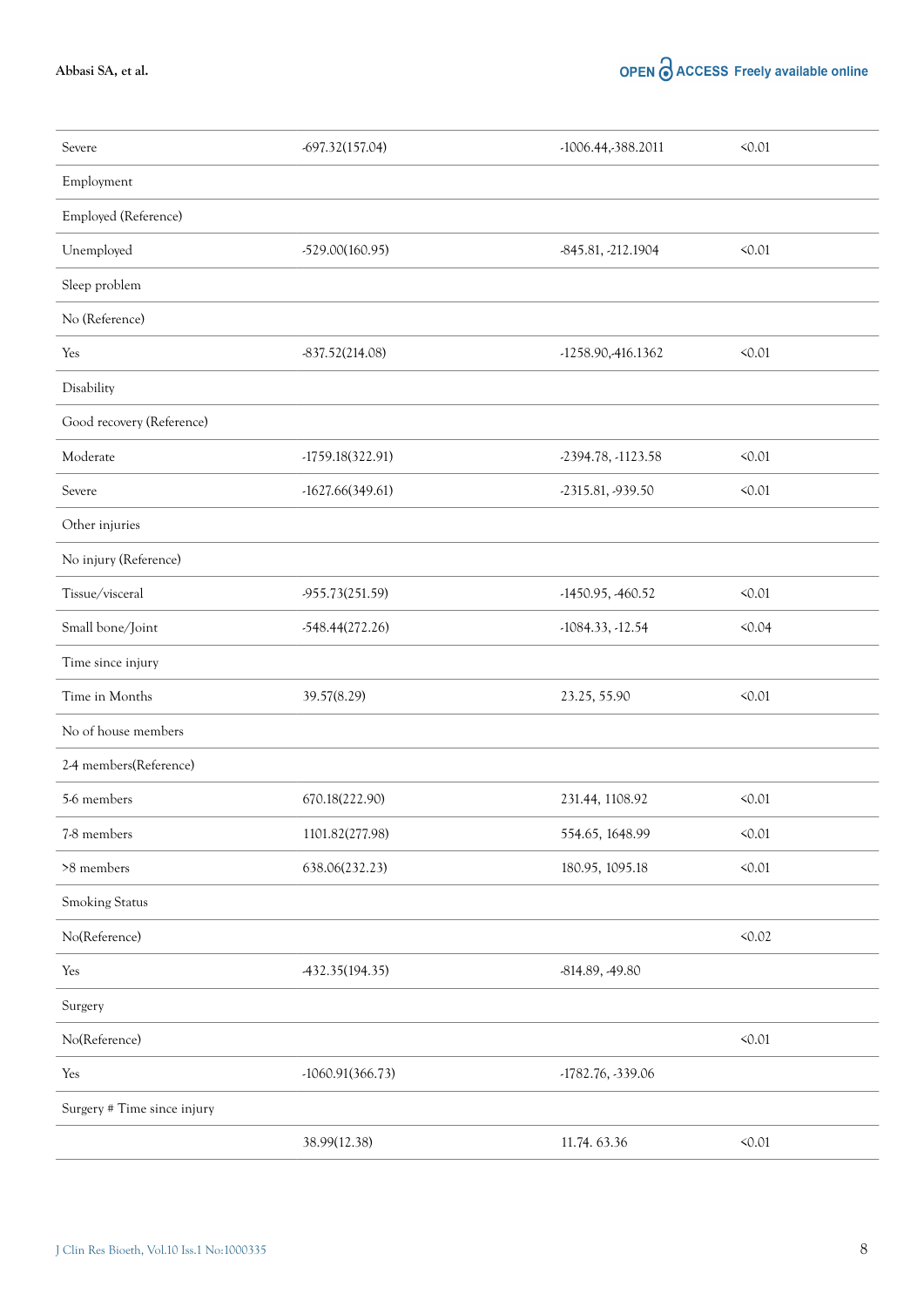| | | | |
|---|---|---|---|
| Severe | -697.32(157.04) | -1006.44,-388.2011 | <0.01 |
| Employment | | | |
| Employed (Reference) | | | |
| Unemployed | -529.00(160.95) | -845.81, -212.1904 | <0.01 |
| Sleep problem | | | |
| No (Reference) | | | |
| Yes | -837.52(214.08) | -1258.90,-416.1362 | <0.01 |
| Disability | | | |
| Good recovery (Reference) | | | |
| Moderate | -1759.18(322.91) | -2394.78, -1123.58 | <0.01 |
| Severe | -1627.66(349.61) | -2315.81, -939.50 | <0.01 |
| Other injuries | | | |
| No injury (Reference) | | | |
| Tissue/visceral | -955.73(251.59) | -1450.95, -460.52 | <0.01 |
| Small bone/Joint | -548.44(272.26) | -1084.33, -12.54 | <0.04 |
| Time since injury | | | |
| Time in Months | 39.57(8.29) | 23.25, 55.90 | <0.01 |
| No of house members | | | |
| 2-4 members(Reference) | | | |
| 5-6 members | 670.18(222.90) | 231.44, 1108.92 | <0.01 |
| 7-8 members | 1101.82(277.98) | 554.65, 1648.99 | <0.01 |
| >8 members | 638.06(232.23) | 180.95, 1095.18 | <0.01 |
| Smoking Status | | | |
| No(Reference) | | | <0.02 |
| Yes | -432.35(194.35) | -814.89, -49.80 | |
| Surgery | | | |
| No(Reference) | | | <0.01 |
| Yes | -1060.91(366.73) | -1782.76, -339.06 | |
| Surgery # Time since injury | | | |
| | 38.99(12.38) | 11.74. 63.36 | <0.01 |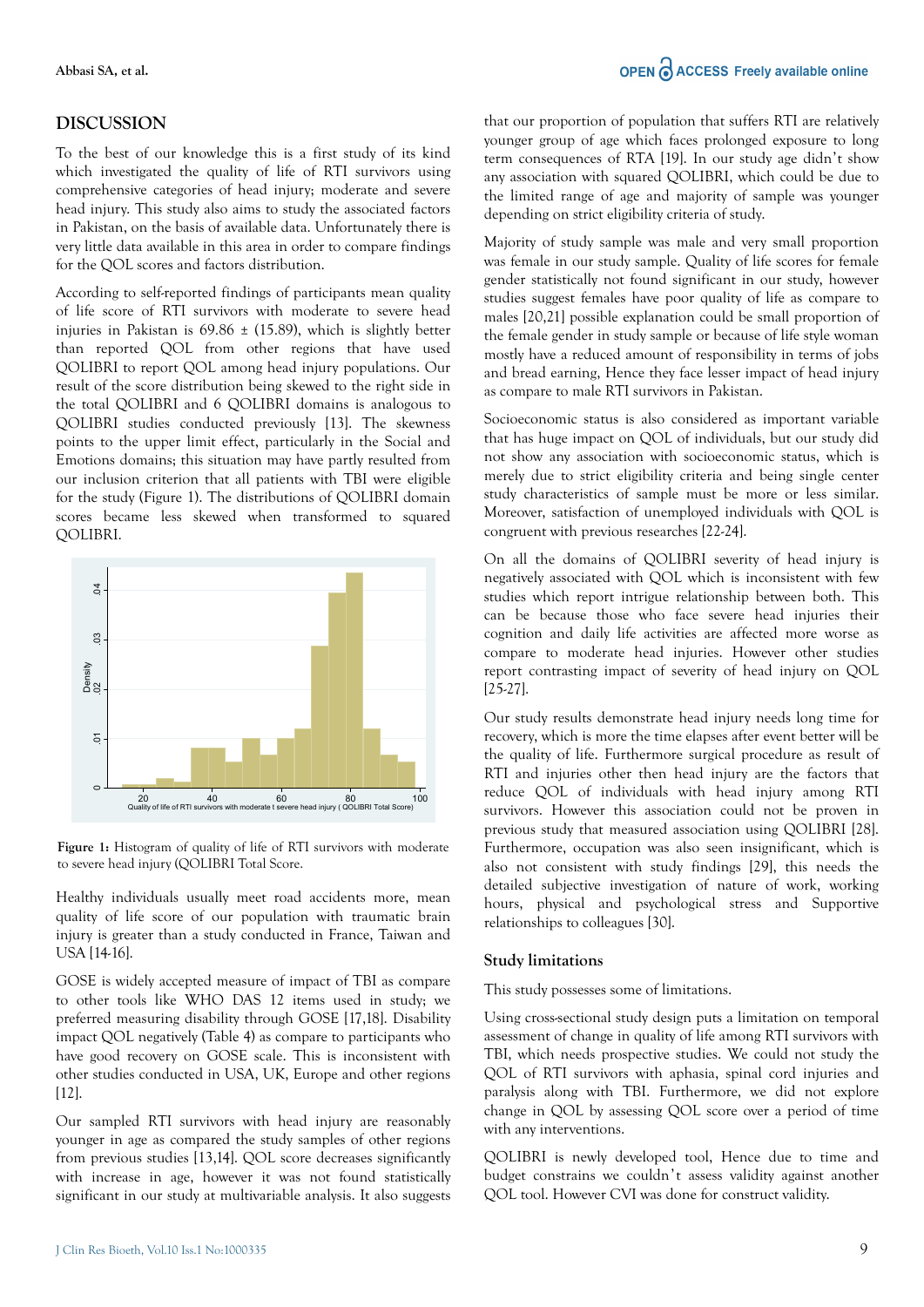## DISCUSSION

To the best of our knowledge this is a first study of its kind which investigated the quality of life of RTI survivors using comprehensive categories of head injury; moderate and severe head injury. This study also aims to study the associated factors in Pakistan, on the basis of available data. Unfortunately there is very little data available in this area in order to compare findings for the QOL scores and factors distribution.

According to self-reported findings of participants mean quality of life score of RTI survivors with moderate to severe head injuries in Pakistan is 69.86 ± (15.89), which is slightly better than reported QOL from other regions that have used QOLIBRI to report QOL among head injury populations. Our result of the score distribution being skewed to the right side in the total QOLIBRI and 6 QOLIBRI domains is analogous to QOLIBRI studies conducted previously [13]. The skewness points to the upper limit effect, particularly in the Social and Emotions domains; this situation may have partly resulted from our inclusion criterion that all patients with TBI were eligible for the study (Figure 1). The distributions of QOLIBRI domain scores became less skewed when transformed to squared QOLIBRI.

**Figure 1:** Histogram of quality of life of RTI survivors with moderate to severe head injury (QOLIBRI Total Score.

Healthy individuals usually meet road accidents more, mean quality of life score of our population with traumatic brain injury is greater than a study conducted in France, Taiwan and USA [14-16].

GOSE is widely accepted measure of impact of TBI as compare to other tools like WHO DAS 12 items used in study; we preferred measuring disability through GOSE [17,18]. Disability impact QOL negatively (Table 4) as compare to participants who have good recovery on GOSE scale. This is inconsistent with other studies conducted in USA, UK, Europe and other regions [12].

Our sampled RTI survivors with head injury are reasonably younger in age as compared the study samples of other regions from previous studies [13,14]. QOL score decreases significantly with increase in age, however it was not found statistically significant in our study at multivariable analysis. It also suggests that our proportion of population that suffers RTI are relatively younger group of age which faces prolonged exposure to long term consequences of RTA [19]. In our study age didn't show any association with squared QOLIBRI, which could be due to the limited range of age and majority of sample was younger depending on strict eligibility criteria of study.

Majority of study sample was male and very small proportion was female in our study sample. Quality of life scores for female gender statistically not found significant in our study, however studies suggest females have poor quality of life as compare to males [20,21] possible explanation could be small proportion of the female gender in study sample or because of life style woman mostly have a reduced amount of responsibility in terms of jobs and bread earning, Hence they face lesser impact of head injury as compare to male RTI survivors in Pakistan.

Socioeconomic status is also considered as important variable that has huge impact on QOL of individuals, but our study did not show any association with socioeconomic status, which is merely due to strict eligibility criteria and being single center study characteristics of sample must be more or less similar. Moreover, satisfaction of unemployed individuals with QOL is congruent with previous researches [22-24].

On all the domains of QOLIBRI severity of head injury is negatively associated with QOL which is inconsistent with few studies which report intrigue relationship between both. This can be because those who face severe head injuries their cognition and daily life activities are affected more worse as compare to moderate head injuries. However other studies report contrasting impact of severity of head injury on QOL [25-27].

Our study results demonstrate head injury needs long time for recovery, which is more the time elapses after event better will be the quality of life. Furthermore surgical procedure as result of RTI and injuries other then head injury are the factors that reduce QOL of individuals with head injury among RTI survivors. However this association could not be proven in previous study that measured association using QOLIBRI [28]. Furthermore, occupation was also seen insignificant, which is also not consistent with study findings [29], this needs the detailed subjective investigation of nature of work, working hours, physical and psychological stress and Supportive relationships to colleagues [30].

### Study limitations

This study possesses some of limitations.

Using cross-sectional study design puts a limitation on temporal assessment of change in quality of life among RTI survivors with TBI, which needs prospective studies. We could not study the QOL of RTI survivors with aphasia, spinal cord injuries and paralysis along with TBI. Furthermore, we did not explore change in QOL by assessing QOL score over a period of time with any interventions.

QOLIBRI is newly developed tool, Hence due to time and budget constrains we couldn't assess validity against another QOL tool. However CVI was done for construct validity.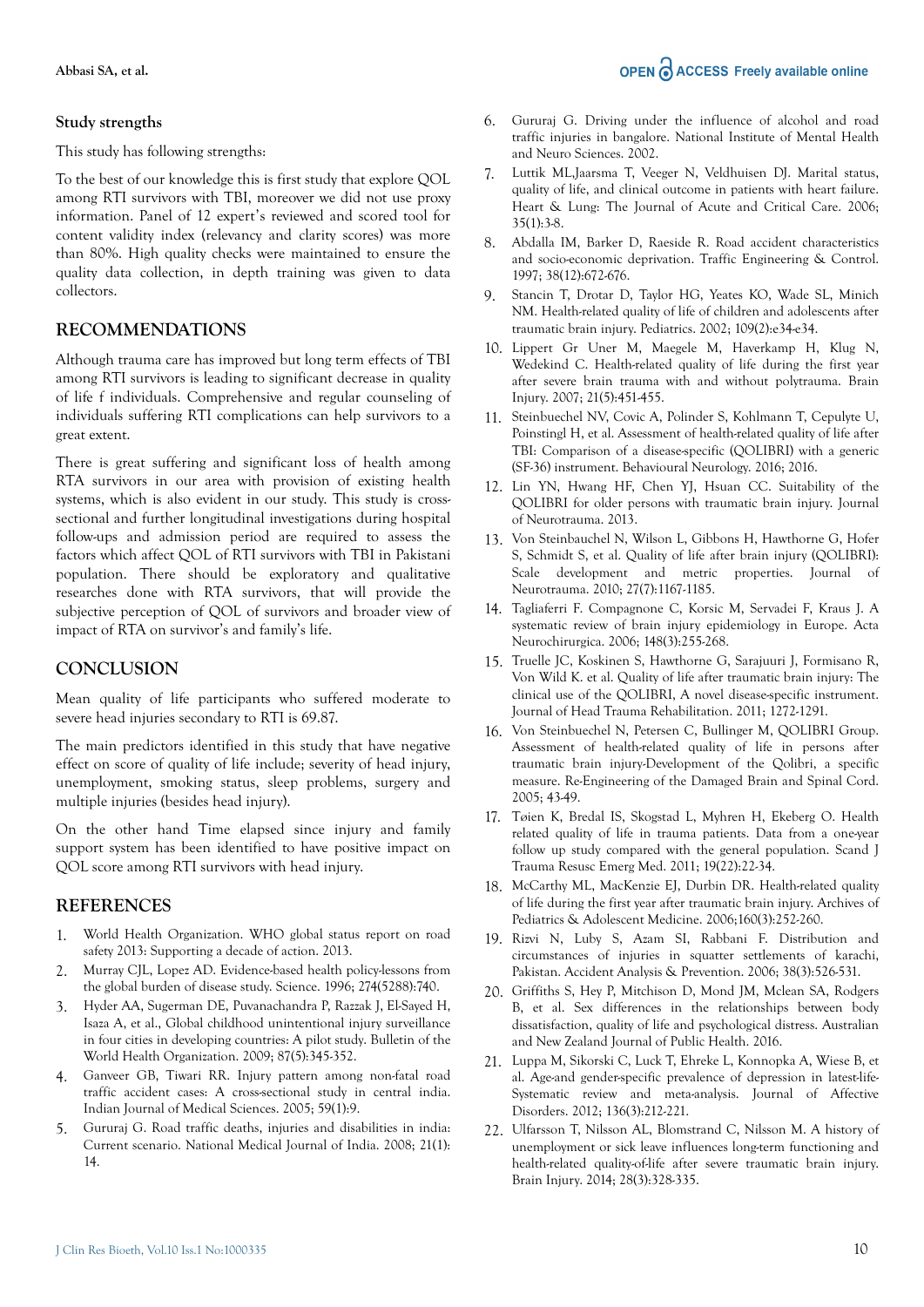### Study strengths

This study has following strengths:

To the best of our knowledge this is first study that explore QOL among RTI survivors with TBI, moreover we did not use proxy information. Panel of 12 expert's reviewed and scored tool for content validity index (relevancy and clarity scores) was more than 80%. High quality checks were maintained to ensure the quality data collection, in depth training was given to data collectors.

## RECOMMENDATIONS

Although trauma care has improved but long term effects of TBI among RTI survivors is leading to significant decrease in quality of life f individuals. Comprehensive and regular counseling of individuals suffering RTI complications can help survivors to a great extent.

There is great suffering and significant loss of health among RTA survivors in our area with provision of existing health systems, which is also evident in our study. This study is cross-sectional and further longitudinal investigations during hospital follow-ups and admission period are required to assess the factors which affect QOL of RTI survivors with TBI in Pakistani population. There should be exploratory and qualitative researches done with RTA survivors, that will provide the subjective perception of QOL of survivors and broader view of impact of RTA on survivor's and family's life.

## CONCLUSION

Mean quality of life participants who suffered moderate to severe head injuries secondary to RTI is 69.87.

The main predictors identified in this study that have negative effect on score of quality of life include; severity of head injury, unemployment, smoking status, sleep problems, surgery and multiple injuries (besides head injury).

On the other hand Time elapsed since injury and family support system has been identified to have positive impact on QOL score among RTI survivors with head injury.

## REFERENCES

1. World Health Organization. WHO global status report on road safety 2013: Supporting a decade of action. 2013.
2. Murray CJL, Lopez AD. Evidence-based health policy-lessons from the global burden of disease study. Science. 1996; 274(5288):740.
3. Hyder AA, Sugerman DE, Puvanachandra P, Razzak J, El-Sayed H, Isaza A, et al., Global childhood unintentional injury surveillance in four cities in developing countries: A pilot study. Bulletin of the World Health Organization. 2009; 87(5):345-352.
4. Ganveer GB, Tiwari RR. Injury pattern among non-fatal road traffic accident cases: A cross-sectional study in central india. Indian Journal of Medical Sciences. 2005; 59(1):9.
5. Gururaj G. Road traffic deaths, injuries and disabilities in india: Current scenario. National Medical Journal of India. 2008; 21(1): 14.
6. Gururaj G. Driving under the influence of alcohol and road traffic injuries in bangalore. National Institute of Mental Health and Neuro Sciences. 2002.
7. Luttik ML,Jaarsma T, Veeger N, Veldhuisen DJ. Marital status, quality of life, and clinical outcome in patients with heart failure. Heart & Lung: The Journal of Acute and Critical Care. 2006; 35(1):3-8.
8. Abdalla IM, Barker D, Raeside R. Road accident characteristics and socio-economic deprivation. Traffic Engineering & Control. 1997; 38(12):672-676.
9. Stancin T, Drotar D, Taylor HG, Yeates KO, Wade SL, Minich NM. Health-related quality of life of children and adolescents after traumatic brain injury. Pediatrics. 2002; 109(2):e34-e34.
10. Lippert Gr Uner M, Maegele M, Haverkamp H, Klug N, Wedekind C. Health-related quality of life during the first year after severe brain trauma with and without polytrauma. Brain Injury. 2007; 21(5):451-455.
11. Steinbuechel NV, Covic A, Polinder S, Kohlmann T, Cepulyte U, Poinstingl H, et al. Assessment of health-related quality of life after TBI: Comparison of a disease-specific (QOLIBRI) with a generic (SF-36) instrument. Behavioural Neurology. 2016; 2016.
12. Lin YN, Hwang HF, Chen YJ, Hsuan CC. Suitability of the QOLIBRI for older persons with traumatic brain injury. Journal of Neurotrauma. 2013.
13. Von Steinbauchel N, Wilson L, Gibbons H, Hawthorne G, Hofer S, Schmidt S, et al. Quality of life after brain injury (QOLIBRI): Scale development and metric properties. Journal of Neurotrauma. 2010; 27(7):1167-1185.
14. Tagliaferri F. Compagnone C, Korsic M, Servadei F, Kraus J. A systematic review of brain injury epidemiology in Europe. Acta Neurochirurgica. 2006; 148(3):255-268.
15. Truelle JC, Koskinen S, Hawthorne G, Sarajuuri J, Formisano R, Von Wild K. et al. Quality of life after traumatic brain injury: The clinical use of the QOLIBRI, A novel disease-specific instrument. Journal of Head Trauma Rehabilitation. 2011; 1272-1291.
16. Von Steinbuechel N, Petersen C, Bullinger M, QOLIBRI Group. Assessment of health-related quality of life in persons after traumatic brain injury-Development of the Qolibri, a specific measure. Re-Engineering of the Damaged Brain and Spinal Cord. 2005; 43-49.
17. Tøien K, Bredal IS, Skogstad L, Myhren H, Ekeberg O. Health related quality of life in trauma patients. Data from a one-year follow up study compared with the general population. Scand J Trauma Resusc Emerg Med. 2011; 19(22):22-34.
18. McCarthy ML, MacKenzie EJ, Durbin DR. Health-related quality of life during the first year after traumatic brain injury. Archives of Pediatrics & Adolescent Medicine. 2006;160(3):252-260.
19. Rizvi N, Luby S, Azam SI, Rabbani F. Distribution and circumstances of injuries in squatter settlements of karachi, Pakistan. Accident Analysis & Prevention. 2006; 38(3):526-531.
20. Griffiths S, Hey P, Mitchison D, Mond JM, Mclean SA, Rodgers B, et al. Sex differences in the relationships between body dissatisfaction, quality of life and psychological distress. Australian and New Zealand Journal of Public Health. 2016.
21. Luppa M, Sikorski C, Luck T, Ehreke L, Konnopka A, Wiese B, et al. Age-and gender-specific prevalence of depression in latest-life-Systematic review and meta-analysis. Journal of Affective Disorders. 2012; 136(3):212-221.
22. Ulfarsson T, Nilsson AL, Blomstrand C, Nilsson M. A history of unemployment or sick leave influences long-term functioning and health-related quality-of-life after severe traumatic brain injury. Brain Injury. 2014; 28(3):328-335.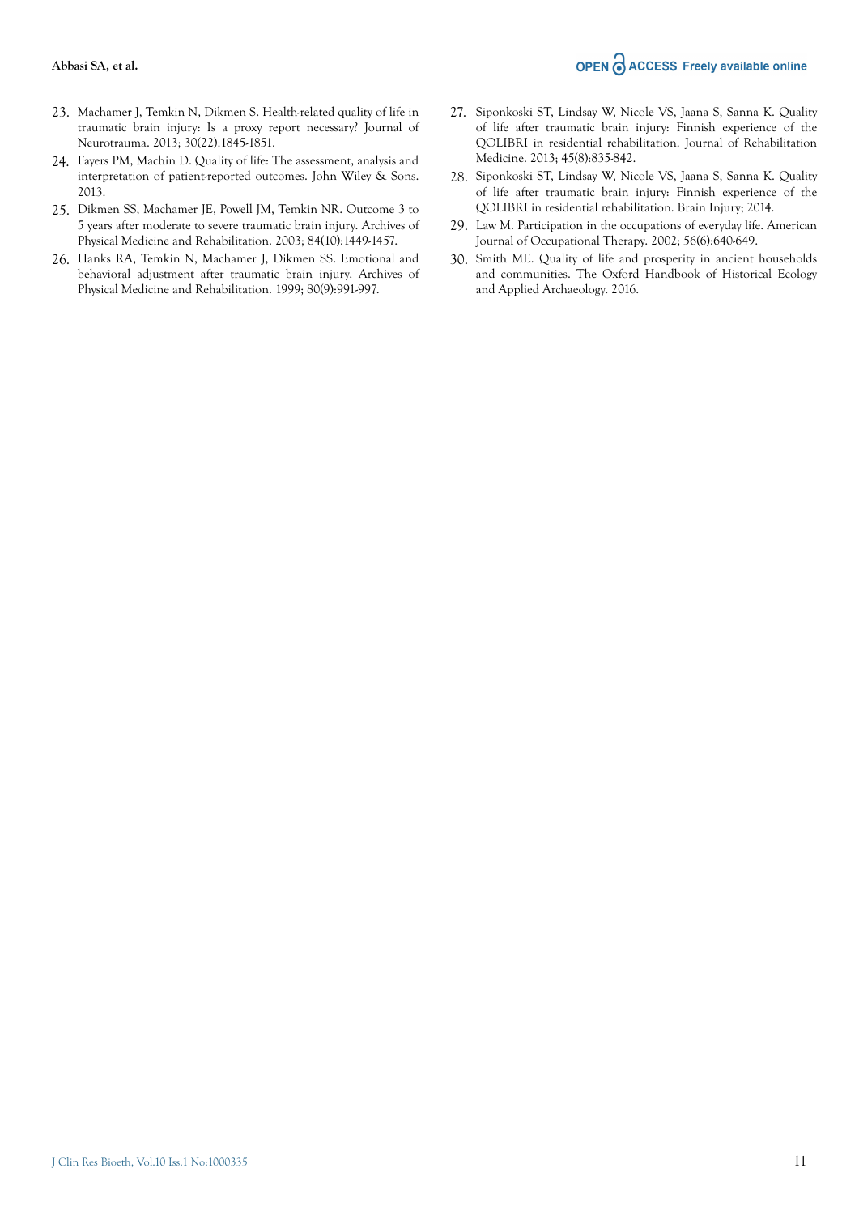23. Machamer J, Temkin N, Dikmen S. Health-related quality of life in traumatic brain injury: Is a proxy report necessary? Journal of Neurotrauma. 2013; 30(22):1845-1851.
24. Fayers PM, Machin D. Quality of life: The assessment, analysis and interpretation of patient-reported outcomes. John Wiley & Sons. 2013.
25. Dikmen SS, Machamer JE, Powell JM, Temkin NR. Outcome 3 to 5 years after moderate to severe traumatic brain injury. Archives of Physical Medicine and Rehabilitation. 2003; 84(10):1449-1457.
26. Hanks RA, Temkin N, Machamer J, Dikmen SS. Emotional and behavioral adjustment after traumatic brain injury. Archives of Physical Medicine and Rehabilitation. 1999; 80(9):991-997.
27. Siponkoski ST, Lindsay W, Nicole VS, Jaana S, Sanna K. Quality of life after traumatic brain injury: Finnish experience of the QOLIBRI in residential rehabilitation. Journal of Rehabilitation Medicine. 2013; 45(8):835-842.
28. Siponkoski ST, Lindsay W, Nicole VS, Jaana S, Sanna K. Quality of life after traumatic brain injury: Finnish experience of the QOLIBRI in residential rehabilitation. Brain Injury; 2014.
29. Law M. Participation in the occupations of everyday life. American Journal of Occupational Therapy. 2002; 56(6):640-649.
30. Smith ME. Quality of life and prosperity in ancient households and communities. The Oxford Handbook of Historical Ecology and Applied Archaeology. 2016.